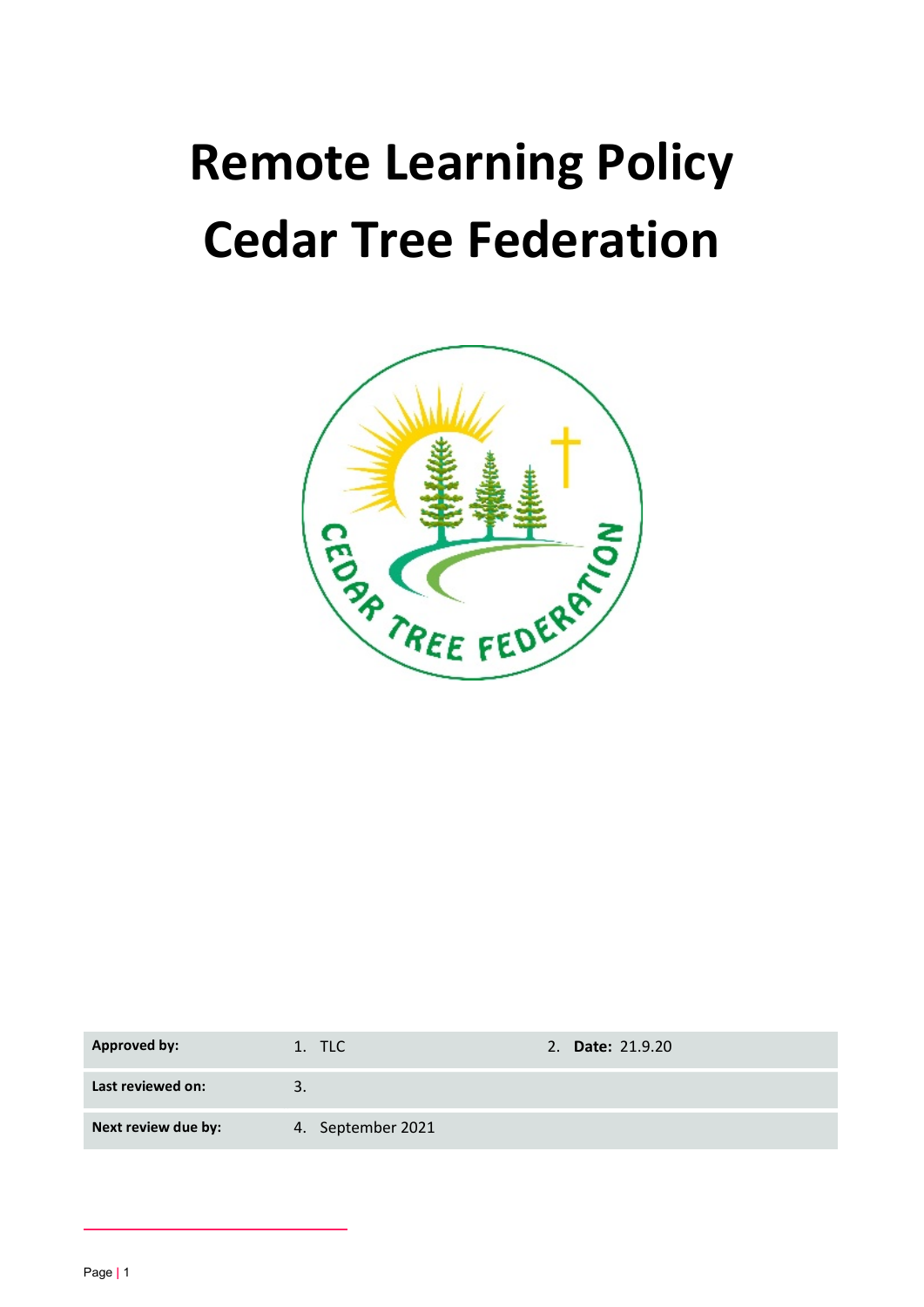# Remote Learning Policy
# Cedar Tree Federation

| | | |
|---|---|---|
| **Approved by:** | 1. TLC | 2. **Date:** 21.9.20 |
| **Last reviewed on:** | 3. | |
| **Next review due by:** | 4. September 2021 | |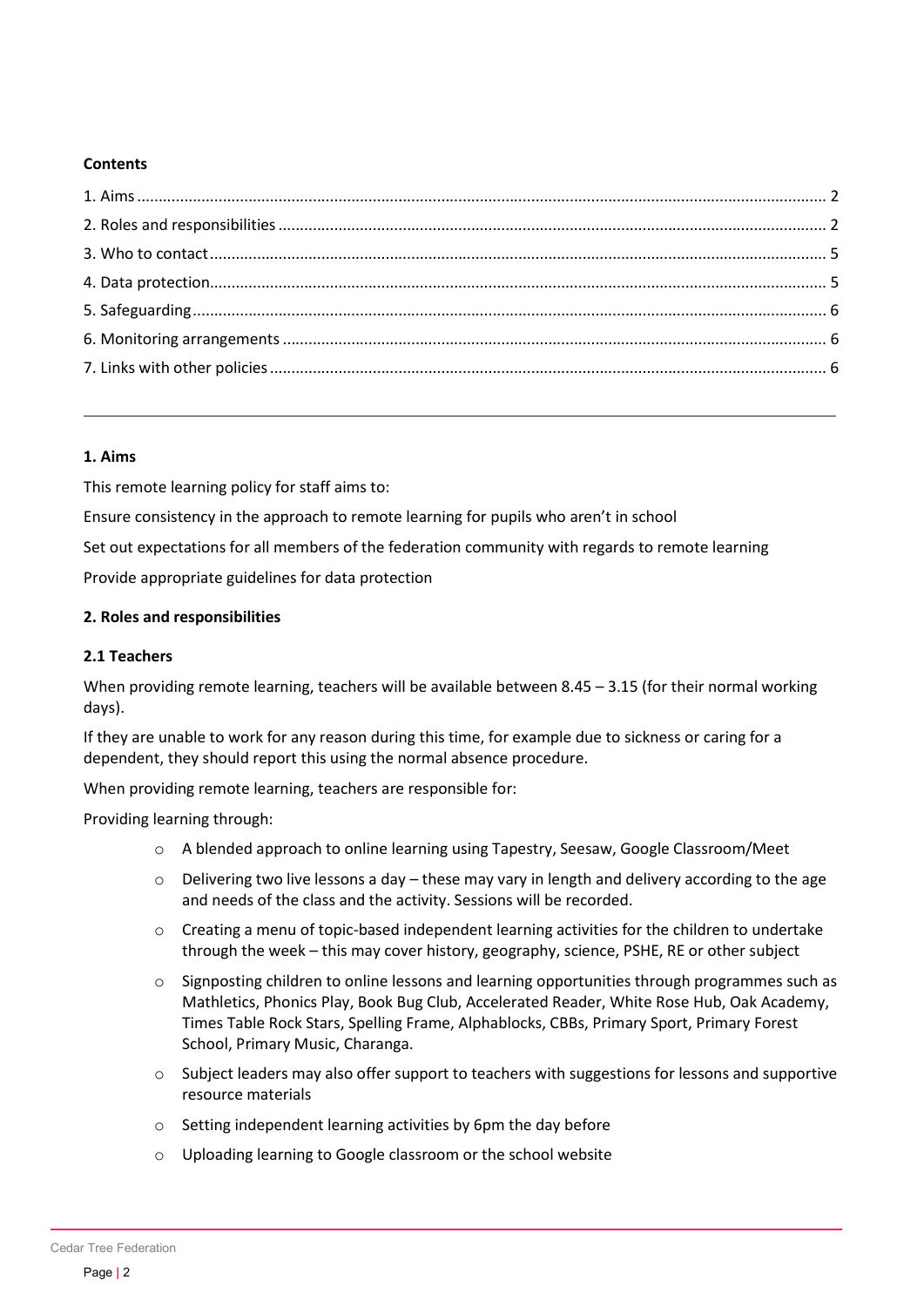**Contents**

1. Aims ........ 2
2. Roles and responsibilities ........ 2
3. Who to contact ........ 5
4. Data protection ........ 5
5. Safeguarding ........ 6
6. Monitoring arrangements ........ 6
7. Links with other policies ........ 6

---

## 1. Aims

This remote learning policy for staff aims to:

Ensure consistency in the approach to remote learning for pupils who aren't in school

Set out expectations for all members of the federation community with regards to remote learning

Provide appropriate guidelines for data protection

## 2. Roles and responsibilities

### 2.1 Teachers

When providing remote learning, teachers will be available between 8.45 – 3.15 (for their normal working days).

If they are unable to work for any reason during this time, for example due to sickness or caring for a dependent, they should report this using the normal absence procedure.

When providing remote learning, teachers are responsible for:

Providing learning through:

- A blended approach to online learning using Tapestry, Seesaw, Google Classroom/Meet
- Delivering two live lessons a day – these may vary in length and delivery according to the age and needs of the class and the activity. Sessions will be recorded.
- Creating a menu of topic-based independent learning activities for the children to undertake through the week – this may cover history, geography, science, PSHE, RE or other subject
- Signposting children to online lessons and learning opportunities through programmes such as Mathletics, Phonics Play, Book Bug Club, Accelerated Reader, White Rose Hub, Oak Academy, Times Table Rock Stars, Spelling Frame, Alphablocks, CBBs, Primary Sport, Primary Forest School, Primary Music, Charanga.
- Subject leaders may also offer support to teachers with suggestions for lessons and supportive resource materials
- Setting independent learning activities by 6pm the day before
- Uploading learning to Google classroom or the school website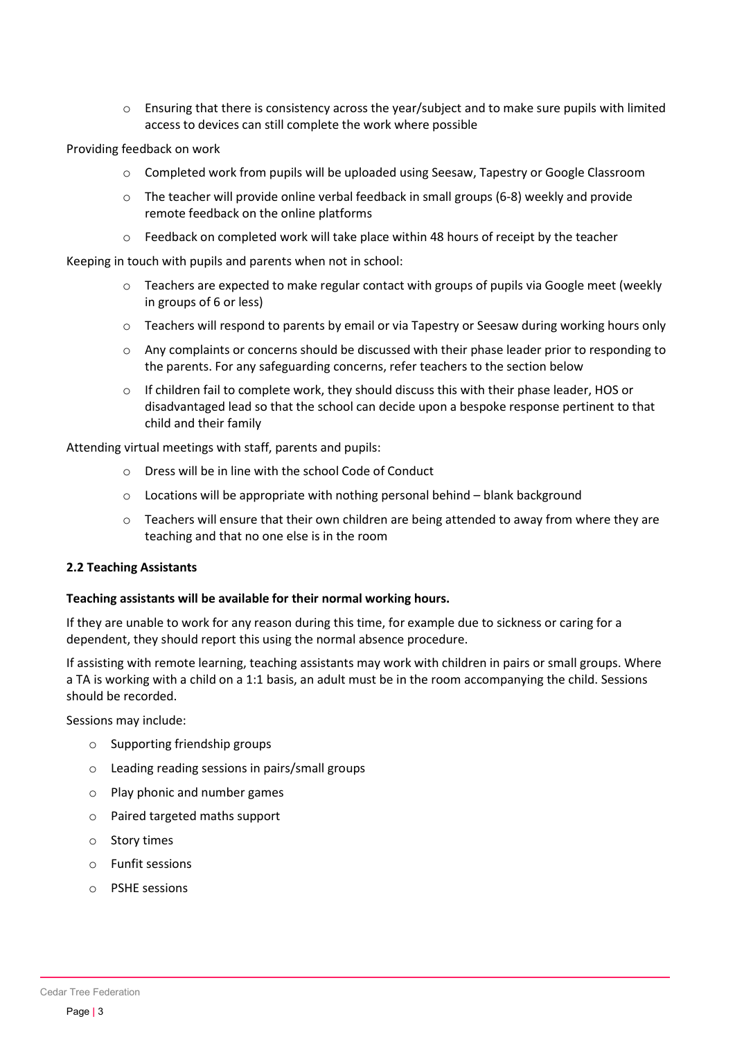- Ensuring that there is consistency across the year/subject and to make sure pupils with limited access to devices can still complete the work where possible

Providing feedback on work

- Completed work from pupils will be uploaded using Seesaw, Tapestry or Google Classroom
- The teacher will provide online verbal feedback in small groups (6-8) weekly and provide remote feedback on the online platforms
- Feedback on completed work will take place within 48 hours of receipt by the teacher

Keeping in touch with pupils and parents when not in school:

- Teachers are expected to make regular contact with groups of pupils via Google meet (weekly in groups of 6 or less)
- Teachers will respond to parents by email or via Tapestry or Seesaw during working hours only
- Any complaints or concerns should be discussed with their phase leader prior to responding to the parents. For any safeguarding concerns, refer teachers to the section below
- If children fail to complete work, they should discuss this with their phase leader, HOS or disadvantaged lead so that the school can decide upon a bespoke response pertinent to that child and their family

Attending virtual meetings with staff, parents and pupils:

- Dress will be in line with the school Code of Conduct
- Locations will be appropriate with nothing personal behind – blank background
- Teachers will ensure that their own children are being attended to away from where they are teaching and that no one else is in the room

### 2.2 Teaching Assistants

**Teaching assistants will be available for their normal working hours.**

If they are unable to work for any reason during this time, for example due to sickness or caring for a dependent, they should report this using the normal absence procedure.

If assisting with remote learning, teaching assistants may work with children in pairs or small groups. Where a TA is working with a child on a 1:1 basis, an adult must be in the room accompanying the child. Sessions should be recorded.

Sessions may include:

- Supporting friendship groups
- Leading reading sessions in pairs/small groups
- Play phonic and number games
- Paired targeted maths support
- Story times
- Funfit sessions
- PSHE sessions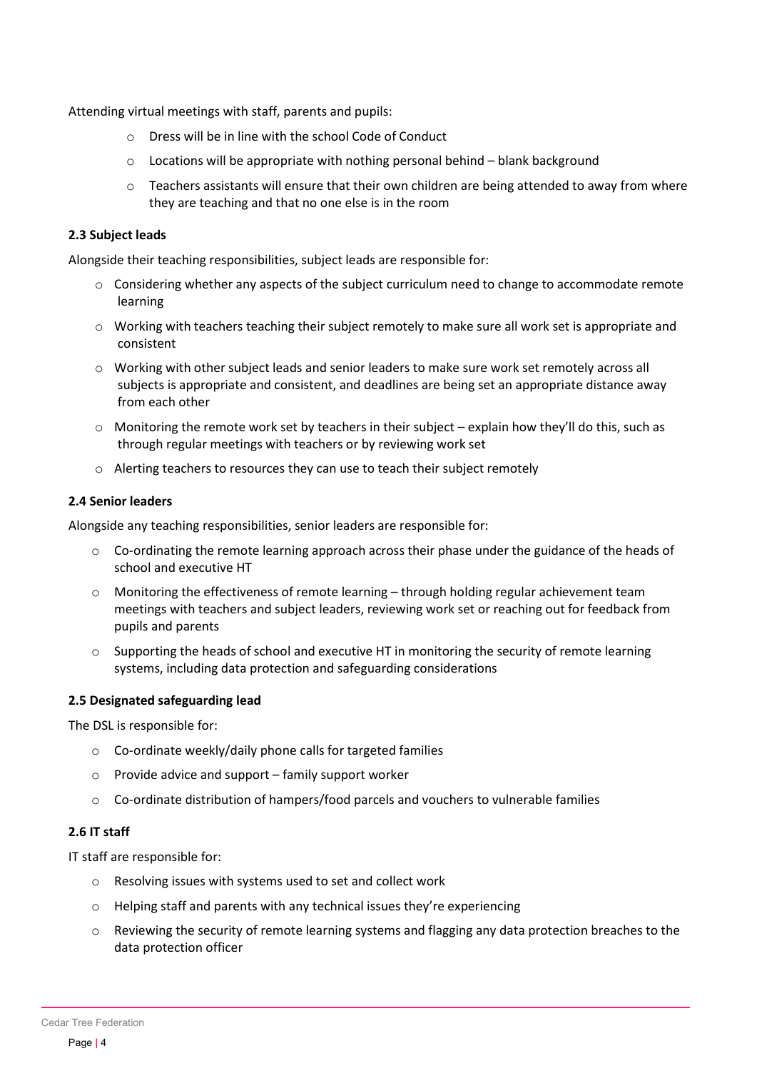Attending virtual meetings with staff, parents and pupils:

- Dress will be in line with the school Code of Conduct
- Locations will be appropriate with nothing personal behind – blank background
- Teachers assistants will ensure that their own children are being attended to away from where they are teaching and that no one else is in the room

### 2.3 Subject leads

Alongside their teaching responsibilities, subject leads are responsible for:

- Considering whether any aspects of the subject curriculum need to change to accommodate remote learning
- Working with teachers teaching their subject remotely to make sure all work set is appropriate and consistent
- Working with other subject leads and senior leaders to make sure work set remotely across all subjects is appropriate and consistent, and deadlines are being set an appropriate distance away from each other
- Monitoring the remote work set by teachers in their subject – explain how they'll do this, such as through regular meetings with teachers or by reviewing work set
- Alerting teachers to resources they can use to teach their subject remotely

### 2.4 Senior leaders

Alongside any teaching responsibilities, senior leaders are responsible for:

- Co-ordinating the remote learning approach across their phase under the guidance of the heads of school and executive HT
- Monitoring the effectiveness of remote learning – through holding regular achievement team meetings with teachers and subject leaders, reviewing work set or reaching out for feedback from pupils and parents
- Supporting the heads of school and executive HT in monitoring the security of remote learning systems, including data protection and safeguarding considerations

### 2.5 Designated safeguarding lead

The DSL is responsible for:

- Co-ordinate weekly/daily phone calls for targeted families
- Provide advice and support – family support worker
- Co-ordinate distribution of hampers/food parcels and vouchers to vulnerable families

### 2.6 IT staff

IT staff are responsible for:

- Resolving issues with systems used to set and collect work
- Helping staff and parents with any technical issues they're experiencing
- Reviewing the security of remote learning systems and flagging any data protection breaches to the data protection officer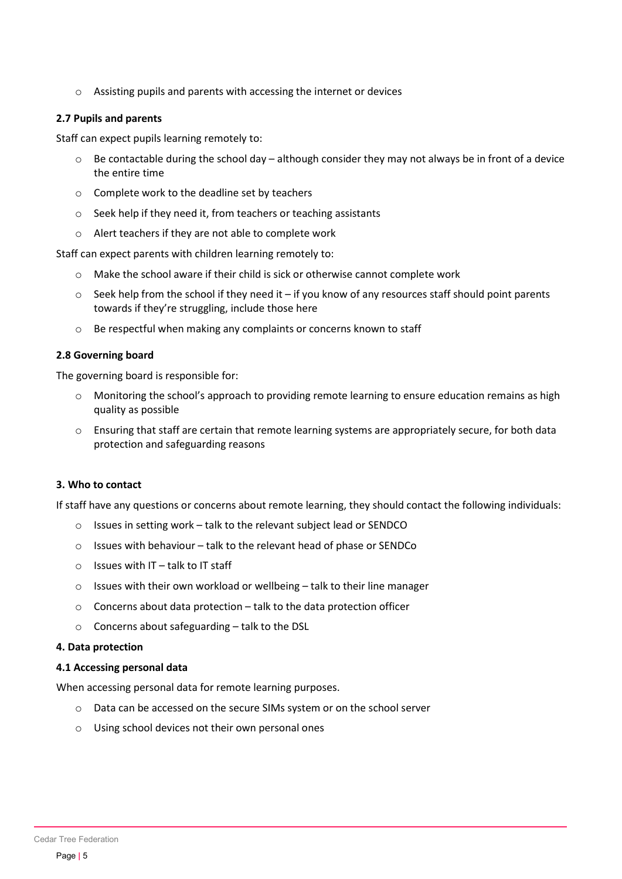- Assisting pupils and parents with accessing the internet or devices

**2.7 Pupils and parents**

Staff can expect pupils learning remotely to:

- Be contactable during the school day – although consider they may not always be in front of a device the entire time
- Complete work to the deadline set by teachers
- Seek help if they need it, from teachers or teaching assistants
- Alert teachers if they are not able to complete work

Staff can expect parents with children learning remotely to:

- Make the school aware if their child is sick or otherwise cannot complete work
- Seek help from the school if they need it – if you know of any resources staff should point parents towards if they're struggling, include those here
- Be respectful when making any complaints or concerns known to staff

**2.8 Governing board**

The governing board is responsible for:

- Monitoring the school's approach to providing remote learning to ensure education remains as high quality as possible
- Ensuring that staff are certain that remote learning systems are appropriately secure, for both data protection and safeguarding reasons

**3. Who to contact**

If staff have any questions or concerns about remote learning, they should contact the following individuals:

- Issues in setting work – talk to the relevant subject lead or SENDCO
- Issues with behaviour – talk to the relevant head of phase or SENDCo
- Issues with IT – talk to IT staff
- Issues with their own workload or wellbeing – talk to their line manager
- Concerns about data protection – talk to the data protection officer
- Concerns about safeguarding – talk to the DSL

**4. Data protection**

**4.1 Accessing personal data**

When accessing personal data for remote learning purposes.

- Data can be accessed on the secure SIMs system or on the school server
- Using school devices not their own personal ones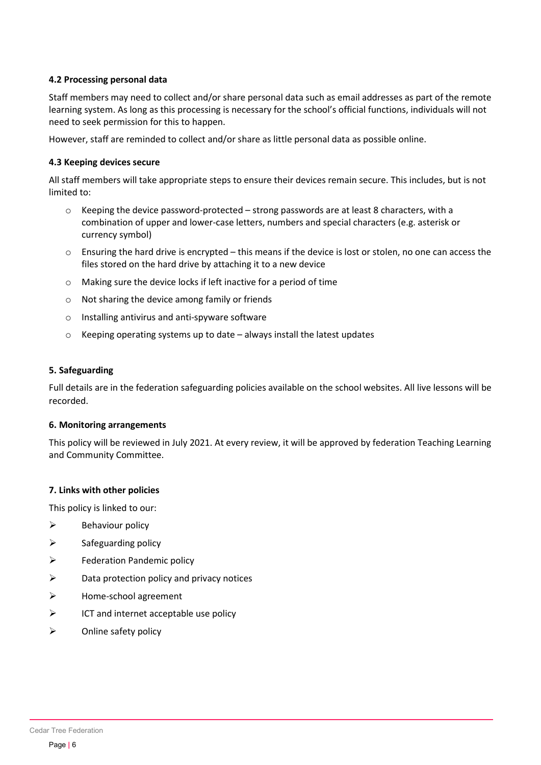### 4.2 Processing personal data

Staff members may need to collect and/or share personal data such as email addresses as part of the remote learning system. As long as this processing is necessary for the school's official functions, individuals will not need to seek permission for this to happen.

However, staff are reminded to collect and/or share as little personal data as possible online.

### 4.3 Keeping devices secure

All staff members will take appropriate steps to ensure their devices remain secure. This includes, but is not limited to:

- Keeping the device password-protected – strong passwords are at least 8 characters, with a combination of upper and lower-case letters, numbers and special characters (e.g. asterisk or currency symbol)
- Ensuring the hard drive is encrypted – this means if the device is lost or stolen, no one can access the files stored on the hard drive by attaching it to a new device
- Making sure the device locks if left inactive for a period of time
- Not sharing the device among family or friends
- Installing antivirus and anti-spyware software
- Keeping operating systems up to date – always install the latest updates

## 5. Safeguarding

Full details are in the federation safeguarding policies available on the school websites. All live lessons will be recorded.

## 6. Monitoring arrangements

This policy will be reviewed in July 2021. At every review, it will be approved by federation Teaching Learning and Community Committee.

## 7. Links with other policies

This policy is linked to our:

- Behaviour policy
- Safeguarding policy
- Federation Pandemic policy
- Data protection policy and privacy notices
- Home-school agreement
- ICT and internet acceptable use policy
- Online safety policy